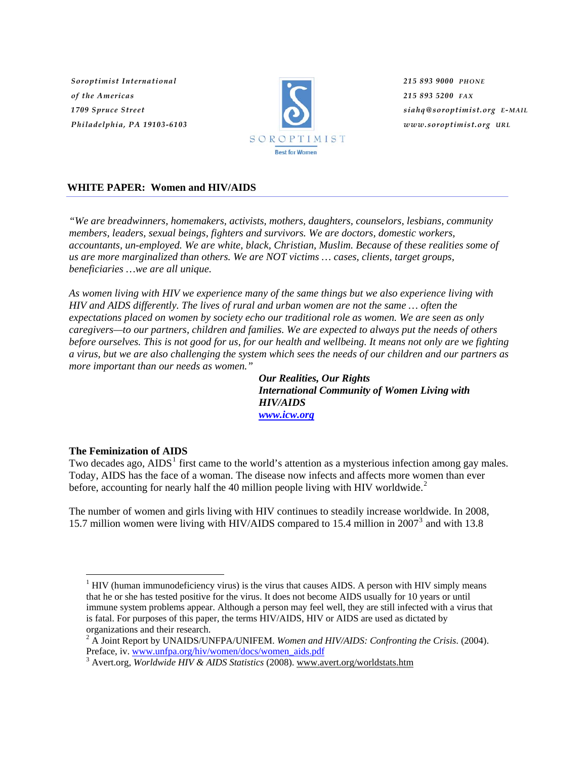*Soroptimist International*
*of the Americas*
*1709 Spruce Street*
*Philadelphia, PA 19103-6103*

SOROPTIMIST
Best for Women

*215 893 9000* PHONE
*215 893 5200* FAX
*siahq@soroptimist.org* E-MAIL
*www.soroptimist.org* URL

## WHITE PAPER: Women and HIV/AIDS

*"We are breadwinners, homemakers, activists, mothers, daughters, counselors, lesbians, community members, leaders, sexual beings, fighters and survivors. We are doctors, domestic workers, accountants, un-employed. We are white, black, Christian, Muslim. Because of these realities some of us are more marginalized than others. We are NOT victims … cases, clients, target groups, beneficiaries …we are all unique.*

*As women living with HIV we experience many of the same things but we also experience living with HIV and AIDS differently. The lives of rural and urban women are not the same … often the expectations placed on women by society echo our traditional role as women. We are seen as only caregivers—to our partners, children and families. We are expected to always put the needs of others before ourselves. This is not good for us, for our health and wellbeing. It means not only are we fighting a virus, but we are also challenging the system which sees the needs of our children and our partners as more important than our needs as women."*

***Our Realities, Our Rights***
***International Community of Women Living with HIV/AIDS***
***www.icw.org***

### The Feminization of AIDS

Two decades ago, AIDS[1] first came to the world's attention as a mysterious infection among gay males. Today, AIDS has the face of a woman. The disease now infects and affects more women than ever before, accounting for nearly half the 40 million people living with HIV worldwide.[2]

The number of women and girls living with HIV continues to steadily increase worldwide. In 2008, 15.7 million women were living with HIV/AIDS compared to 15.4 million in 2007[3] and with 13.8

---

[1] HIV (human immunodeficiency virus) is the virus that causes AIDS. A person with HIV simply means that he or she has tested positive for the virus. It does not become AIDS usually for 10 years or until immune system problems appear. Although a person may feel well, they are still infected with a virus that is fatal. For purposes of this paper, the terms HIV/AIDS, HIV or AIDS are used as dictated by organizations and their research.

[2] A Joint Report by UNAIDS/UNFPA/UNIFEM. *Women and HIV/AIDS: Confronting the Crisis.* (2004). Preface, iv. www.unfpa.org/hiv/women/docs/women_aids.pdf

[3] Avert.org, *Worldwide HIV & AIDS Statistics* (2008). www.avert.org/worldstats.htm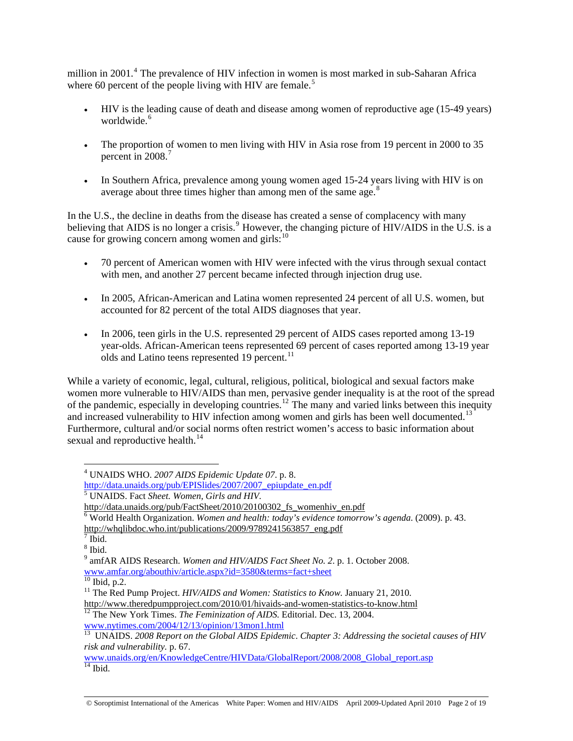million in 2001.[4] The prevalence of HIV infection in women is most marked in sub-Saharan Africa where 60 percent of the people living with HIV are female.[5]

- HIV is the leading cause of death and disease among women of reproductive age (15-49 years) worldwide.[6]
- The proportion of women to men living with HIV in Asia rose from 19 percent in 2000 to 35 percent in 2008.[7]
- In Southern Africa, prevalence among young women aged 15-24 years living with HIV is on average about three times higher than among men of the same age.[8]

In the U.S., the decline in deaths from the disease has created a sense of complacency with many believing that AIDS is no longer a crisis.[9] However, the changing picture of HIV/AIDS in the U.S. is a cause for growing concern among women and girls:[10]

- 70 percent of American women with HIV were infected with the virus through sexual contact with men, and another 27 percent became infected through injection drug use.
- In 2005, African-American and Latina women represented 24 percent of all U.S. women, but accounted for 82 percent of the total AIDS diagnoses that year.
- In 2006, teen girls in the U.S. represented 29 percent of AIDS cases reported among 13-19 year-olds. African-American teens represented 69 percent of cases reported among 13-19 year olds and Latino teens represented 19 percent.[11]

While a variety of economic, legal, cultural, religious, political, biological and sexual factors make women more vulnerable to HIV/AIDS than men, pervasive gender inequality is at the root of the spread of the pandemic, especially in developing countries.[12] The many and varied links between this inequity and increased vulnerability to HIV infection among women and girls has been well documented.[13] Furthermore, cultural and/or social norms often restrict women's access to basic information about sexual and reproductive health.[14]

---

[4] UNAIDS WHO. *2007 AIDS Epidemic Update 07*. p. 8. http://data.unaids.org/pub/EPISlides/2007/2007_epiupdate_en.pdf

[5] UNAIDS. Fact *Sheet. Women, Girls and HIV*. http://data.unaids.org/pub/FactSheet/2010/20100302_fs_womenhiv_en.pdf

[6] World Health Organization. *Women and health: today's evidence tomorrow's agenda*. (2009). p. 43. http://whqlibdoc.who.int/publications/2009/9789241563857_eng.pdf

[7] Ibid.

[8] Ibid.

[9] amfAR AIDS Research. *Women and HIV/AIDS Fact Sheet No. 2*. p. 1. October 2008. www.amfar.org/abouthiv/article.aspx?id=3580&terms=fact+sheet

[10] Ibid, p.2.

[11] The Red Pump Project. *HIV/AIDS and Women: Statistics to Know.* January 21, 2010. http://www.theredpumpproject.com/2010/01/hivaids-and-women-statistics-to-know.html

[12] The New York Times. *The Feminization of AIDS.* Editorial. Dec. 13, 2004. www.nytimes.com/2004/12/13/opinion/13mon1.html

[13] UNAIDS. *2008 Report on the Global AIDS Epidemic*. *Chapter 3: Addressing the societal causes of HIV risk and vulnerability.* p. 67. www.unaids.org/en/KnowledgeCentre/HIVData/GlobalReport/2008/2008_Global_report.asp

[14] Ibid.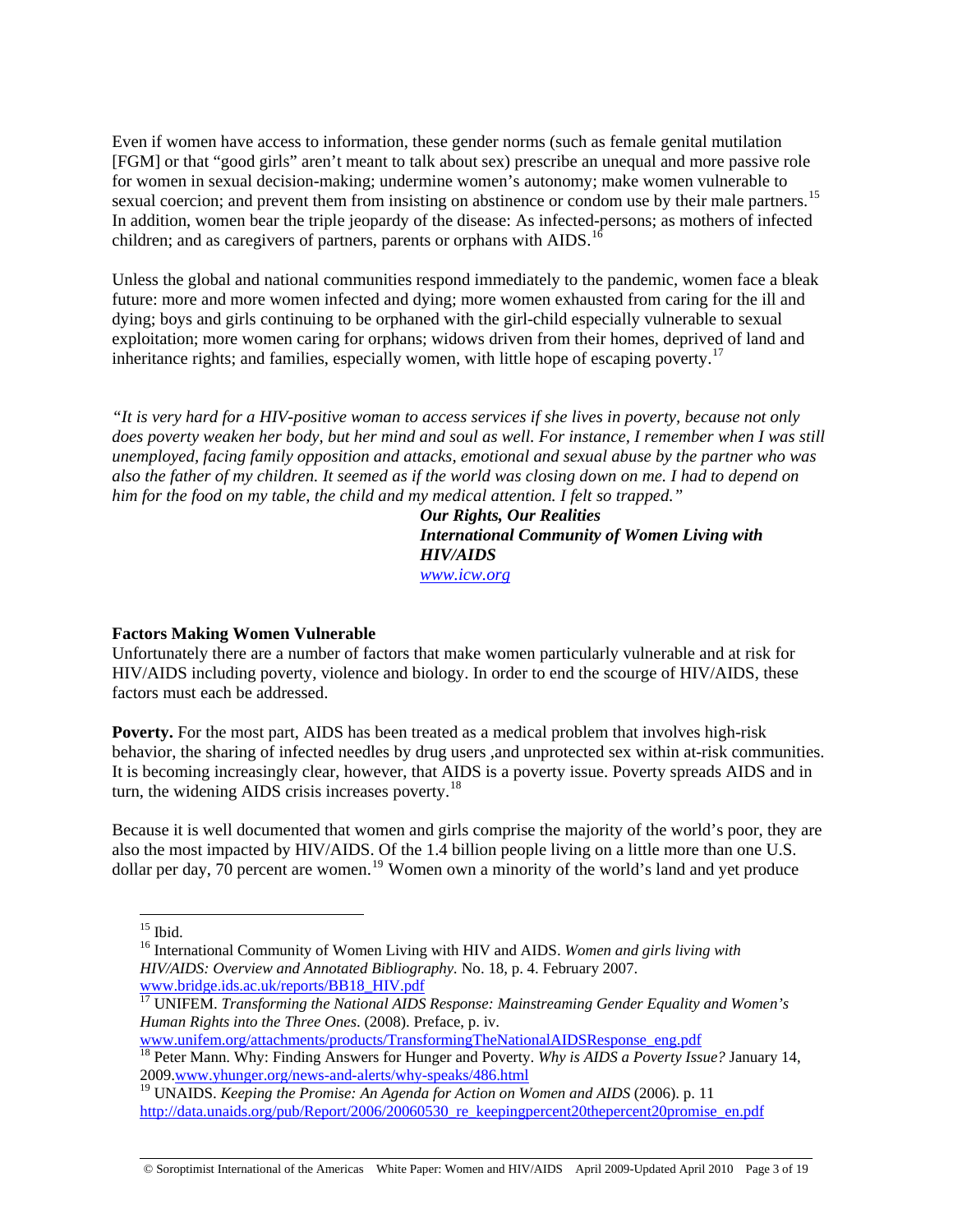Even if women have access to information, these gender norms (such as female genital mutilation [FGM] or that "good girls" aren't meant to talk about sex) prescribe an unequal and more passive role for women in sexual decision-making; undermine women's autonomy; make women vulnerable to sexual coercion; and prevent them from insisting on abstinence or condom use by their male partners.[15] In addition, women bear the triple jeopardy of the disease: As infected-persons; as mothers of infected children; and as caregivers of partners, parents or orphans with AIDS.[16]

Unless the global and national communities respond immediately to the pandemic, women face a bleak future: more and more women infected and dying; more women exhausted from caring for the ill and dying; boys and girls continuing to be orphaned with the girl-child especially vulnerable to sexual exploitation; more women caring for orphans; widows driven from their homes, deprived of land and inheritance rights; and families, especially women, with little hope of escaping poverty.[17]

*"It is very hard for a HIV-positive woman to access services if she lives in poverty, because not only does poverty weaken her body, but her mind and soul as well. For instance, I remember when I was still unemployed, facing family opposition and attacks, emotional and sexual abuse by the partner who was also the father of my children. It seemed as if the world was closing down on me. I had to depend on him for the food on my table, the child and my medical attention. I felt so trapped."*

***Our Rights, Our Realities***
***International Community of Women Living with HIV/AIDS***
*www.icw.org*

**Factors Making Women Vulnerable**

Unfortunately there are a number of factors that make women particularly vulnerable and at risk for HIV/AIDS including poverty, violence and biology. In order to end the scourge of HIV/AIDS, these factors must each be addressed.

**Poverty.** For the most part, AIDS has been treated as a medical problem that involves high-risk behavior, the sharing of infected needles by drug users ,and unprotected sex within at-risk communities. It is becoming increasingly clear, however, that AIDS is a poverty issue. Poverty spreads AIDS and in turn, the widening AIDS crisis increases poverty.[18]

Because it is well documented that women and girls comprise the majority of the world's poor, they are also the most impacted by HIV/AIDS. Of the 1.4 billion people living on a little more than one U.S. dollar per day, 70 percent are women.[19] Women own a minority of the world's land and yet produce

---

[15] Ibid.

[16] International Community of Women Living with HIV and AIDS. *Women and girls living with HIV/AIDS: Overview and Annotated Bibliography.* No. 18, p. 4. February 2007. www.bridge.ids.ac.uk/reports/BB18_HIV.pdf

[17] UNIFEM. *Transforming the National AIDS Response: Mainstreaming Gender Equality and Women's Human Rights into the Three Ones*. (2008). Preface, p. iv. www.unifem.org/attachments/products/TransformingTheNationalAIDSResponse_eng.pdf

[18] Peter Mann. Why: Finding Answers for Hunger and Poverty. *Why is AIDS a Poverty Issue?* January 14, 2009.www.yhunger.org/news-and-alerts/why-speaks/486.html

[19] UNAIDS. *Keeping the Promise: An Agenda for Action on Women and AIDS* (2006). p. 11 http://data.unaids.org/pub/Report/2006/20060530_re_keepingpercent20thepercent20promise_en.pdf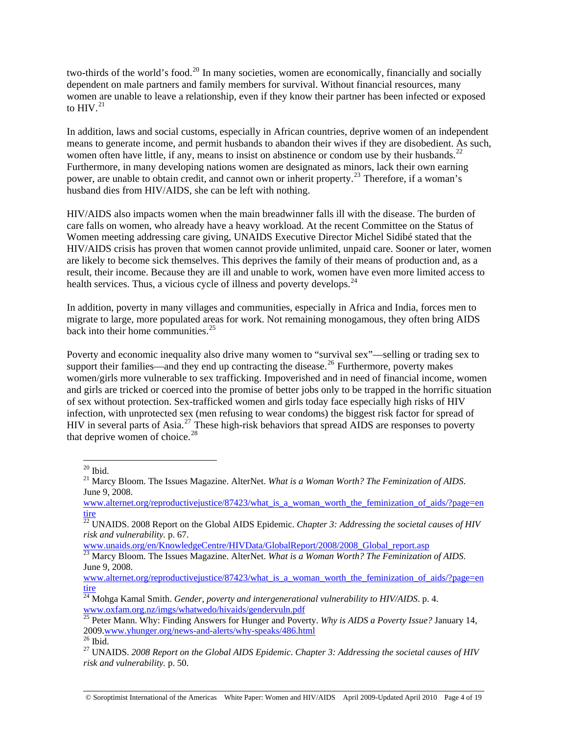two-thirds of the world's food.[20] In many societies, women are economically, financially and socially dependent on male partners and family members for survival. Without financial resources, many women are unable to leave a relationship, even if they know their partner has been infected or exposed to HIV.[21]

In addition, laws and social customs, especially in African countries, deprive women of an independent means to generate income, and permit husbands to abandon their wives if they are disobedient. As such, women often have little, if any, means to insist on abstinence or condom use by their husbands.[22] Furthermore, in many developing nations women are designated as minors, lack their own earning power, are unable to obtain credit, and cannot own or inherit property.[23] Therefore, if a woman's husband dies from HIV/AIDS, she can be left with nothing.

HIV/AIDS also impacts women when the main breadwinner falls ill with the disease. The burden of care falls on women, who already have a heavy workload. At the recent Committee on the Status of Women meeting addressing care giving, UNAIDS Executive Director Michel Sidibé stated that the HIV/AIDS crisis has proven that women cannot provide unlimited, unpaid care. Sooner or later, women are likely to become sick themselves. This deprives the family of their means of production and, as a result, their income. Because they are ill and unable to work, women have even more limited access to health services. Thus, a vicious cycle of illness and poverty develops.[24]

In addition, poverty in many villages and communities, especially in Africa and India, forces men to migrate to large, more populated areas for work. Not remaining monogamous, they often bring AIDS back into their home communities.[25]

Poverty and economic inequality also drive many women to "survival sex"—selling or trading sex to support their families—and they end up contracting the disease.[26] Furthermore, poverty makes women/girls more vulnerable to sex trafficking. Impoverished and in need of financial income, women and girls are tricked or coerced into the promise of better jobs only to be trapped in the horrific situation of sex without protection. Sex-trafficked women and girls today face especially high risks of HIV infection, with unprotected sex (men refusing to wear condoms) the biggest risk factor for spread of HIV in several parts of Asia.[27] These high-risk behaviors that spread AIDS are responses to poverty that deprive women of choice.[28]

---

[20] Ibid.

[21] Marcy Bloom. The Issues Magazine. AlterNet. *What is a Woman Worth? The Feminization of AIDS*. June 9, 2008. www.alternet.org/reproductivejustice/87423/what_is_a_woman_worth_the_feminization_of_aids/?page=entire

[22] UNAIDS. 2008 Report on the Global AIDS Epidemic. *Chapter 3: Addressing the societal causes of HIV risk and vulnerability.* p. 67. www.unaids.org/en/KnowledgeCentre/HIVData/GlobalReport/2008/2008_Global_report.asp

[23] Marcy Bloom. The Issues Magazine. AlterNet. *What is a Woman Worth? The Feminization of AIDS*. June 9, 2008. www.alternet.org/reproductivejustice/87423/what_is_a_woman_worth_the_feminization_of_aids/?page=entire

[24] Mohga Kamal Smith. *Gender, poverty and intergenerational vulnerability to HIV/AIDS*. p. 4. www.oxfam.org.nz/imgs/whatwedo/hivaids/gendervuln.pdf

[25] Peter Mann. Why: Finding Answers for Hunger and Poverty. *Why is AIDS a Poverty Issue?* January 14, 2009.www.yhunger.org/news-and-alerts/why-speaks/486.html

[26] Ibid.

[27] UNAIDS. *2008 Report on the Global AIDS Epidemic*. *Chapter 3: Addressing the societal causes of HIV risk and vulnerability.* p. 50.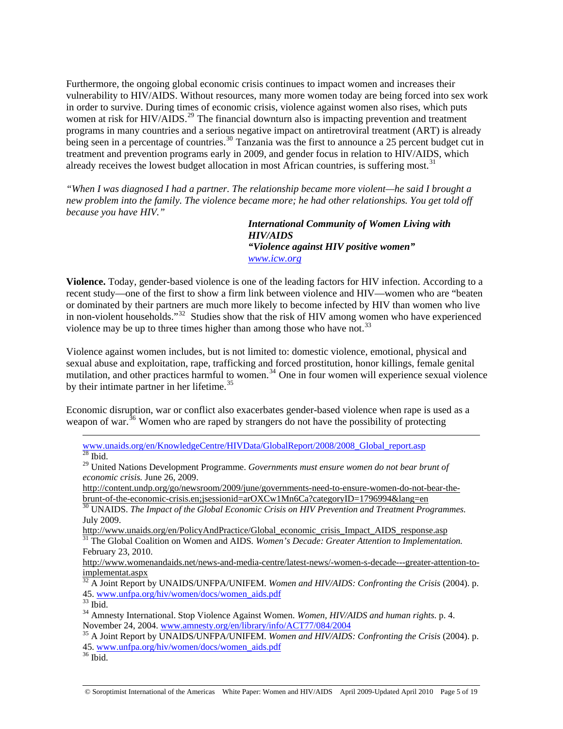Furthermore, the ongoing global economic crisis continues to impact women and increases their vulnerability to HIV/AIDS. Without resources, many more women today are being forced into sex work in order to survive. During times of economic crisis, violence against women also rises, which puts women at risk for HIV/AIDS.[29] The financial downturn also is impacting prevention and treatment programs in many countries and a serious negative impact on antiretroviral treatment (ART) is already being seen in a percentage of countries.[30] Tanzania was the first to announce a 25 percent budget cut in treatment and prevention programs early in 2009, and gender focus in relation to HIV/AIDS, which already receives the lowest budget allocation in most African countries, is suffering most.[31]

*"When I was diagnosed I had a partner. The relationship became more violent—he said I brought a new problem into the family. The violence became more; he had other relationships. You get told off because you have HIV."*

> ***International Community of Women Living with HIV/AIDS***
> ***"Violence against HIV positive women"***
> *www.icw.org*

**Violence.** Today, gender-based violence is one of the leading factors for HIV infection. According to a recent study—one of the first to show a firm link between violence and HIV—women who are "beaten or dominated by their partners are much more likely to become infected by HIV than women who live in non-violent households."[32] Studies show that the risk of HIV among women who have experienced violence may be up to three times higher than among those who have not.[33]

Violence against women includes, but is not limited to: domestic violence, emotional, physical and sexual abuse and exploitation, rape, trafficking and forced prostitution, honor killings, female genital mutilation, and other practices harmful to women.[34] One in four women will experience sexual violence by their intimate partner in her lifetime.[35]

Economic disruption, war or conflict also exacerbates gender-based violence when rape is used as a weapon of war.[36] Women who are raped by strangers do not have the possibility of protecting

---

www.unaids.org/en/KnowledgeCentre/HIVData/GlobalReport/2008/2008_Global_report.asp

[28] Ibid.

[29] United Nations Development Programme. *Governments must ensure women do not bear brunt of economic crisis.* June 26, 2009. http://content.undp.org/go/newsroom/2009/june/governments-need-to-ensure-women-do-not-bear-the-brunt-of-the-economic-crisis.en;jsessionid=arOXCw1Mn6Ca?categoryID=1796994&lang=en

[30] UNAIDS. *The Impact of the Global Economic Crisis on HIV Prevention and Treatment Programmes.* July 2009. http://www.unaids.org/en/PolicyAndPractice/Global_economic_crisis_Impact_AIDS_response.asp

[31] The Global Coalition on Women and AIDS. *Women's Decade: Greater Attention to Implementation.* February 23, 2010. http://www.womenandaids.net/news-and-media-centre/latest-news/-women-s-decade---greater-attention-to-implementat.aspx

[32] A Joint Report by UNAIDS/UNFPA/UNIFEM. *Women and HIV/AIDS: Confronting the Crisis* (2004). p. 45. www.unfpa.org/hiv/women/docs/women_aids.pdf

[33] Ibid.

[34] Amnesty International. Stop Violence Against Women. *Women, HIV/AIDS and human rights.* p. 4. November 24, 2004. www.amnesty.org/en/library/info/ACT77/084/2004

[35] A Joint Report by UNAIDS/UNFPA/UNIFEM. *Women and HIV/AIDS: Confronting the Crisis* (2004). p. 45. www.unfpa.org/hiv/women/docs/women_aids.pdf

[36] Ibid.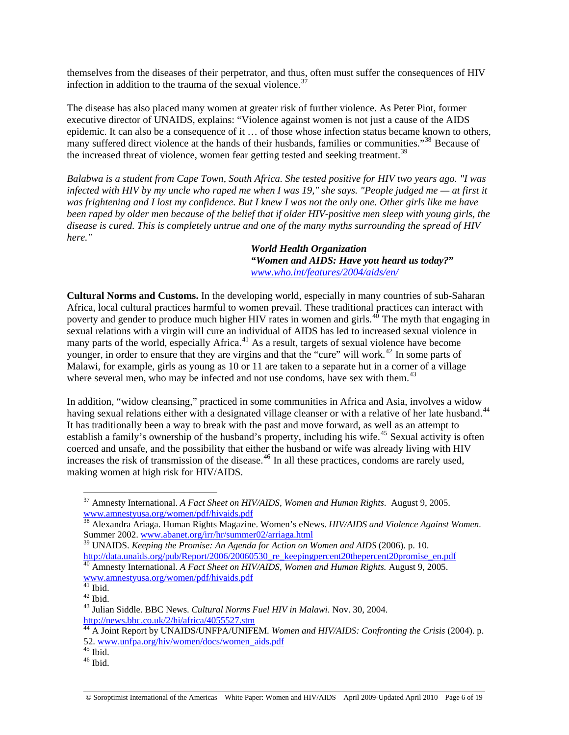themselves from the diseases of their perpetrator, and thus, often must suffer the consequences of HIV infection in addition to the trauma of the sexual violence.[37]

The disease has also placed many women at greater risk of further violence. As Peter Piot, former executive director of UNAIDS, explains: "Violence against women is not just a cause of the AIDS epidemic. It can also be a consequence of it … of those whose infection status became known to others, many suffered direct violence at the hands of their husbands, families or communities."[38] Because of the increased threat of violence, women fear getting tested and seeking treatment.[39]

*Balabwa is a student from Cape Town, South Africa. She tested positive for HIV two years ago. "I was infected with HIV by my uncle who raped me when I was 19," she says. "People judged me — at first it was frightening and I lost my confidence. But I knew I was not the only one. Other girls like me have been raped by older men because of the belief that if older HIV-positive men sleep with young girls, the disease is cured. This is completely untrue and one of the many myths surrounding the spread of HIV here."*

> ***World Health Organization***
> ***"Women and AIDS: Have you heard us today?"***
> *www.who.int/features/2004/aids/en/*

**Cultural Norms and Customs.** In the developing world, especially in many countries of sub-Saharan Africa, local cultural practices harmful to women prevail. These traditional practices can interact with poverty and gender to produce much higher HIV rates in women and girls.[40] The myth that engaging in sexual relations with a virgin will cure an individual of AIDS has led to increased sexual violence in many parts of the world, especially Africa.[41] As a result, targets of sexual violence have become younger, in order to ensure that they are virgins and that the "cure" will work.[42] In some parts of Malawi, for example, girls as young as 10 or 11 are taken to a separate hut in a corner of a village where several men, who may be infected and not use condoms, have sex with them.[43]

In addition, "widow cleansing," practiced in some communities in Africa and Asia, involves a widow having sexual relations either with a designated village cleanser or with a relative of her late husband.[44] It has traditionally been a way to break with the past and move forward, as well as an attempt to establish a family's ownership of the husband's property, including his wife.[45] Sexual activity is often coerced and unsafe, and the possibility that either the husband or wife was already living with HIV increases the risk of transmission of the disease.[46] In all these practices, condoms are rarely used, making women at high risk for HIV/AIDS.

---

[37] Amnesty International. *A Fact Sheet on HIV/AIDS, Women and Human Rights.* August 9, 2005. www.amnestyusa.org/women/pdf/hivaids.pdf

[38] Alexandra Ariaga. Human Rights Magazine. Women's eNews. *HIV/AIDS and Violence Against Women.* Summer 2002. www.abanet.org/irr/hr/summer02/arriaga.html

[39] UNAIDS. *Keeping the Promise: An Agenda for Action on Women and AIDS* (2006). p. 10. http://data.unaids.org/pub/Report/2006/20060530_re_keepingpercent20thepercent20promise_en.pdf

[40] Amnesty International. *A Fact Sheet on HIV/AIDS, Women and Human Rights.* August 9, 2005. www.amnestyusa.org/women/pdf/hivaids.pdf

[41] Ibid.

[42] Ibid.

[43] Julian Siddle. BBC News. *Cultural Norms Fuel HIV in Malawi*. Nov. 30, 2004. http://news.bbc.co.uk/2/hi/africa/4055527.stm

[44] A Joint Report by UNAIDS/UNFPA/UNIFEM. *Women and HIV/AIDS: Confronting the Crisis* (2004). p. 52. www.unfpa.org/hiv/women/docs/women_aids.pdf

[45] Ibid.

[46] Ibid.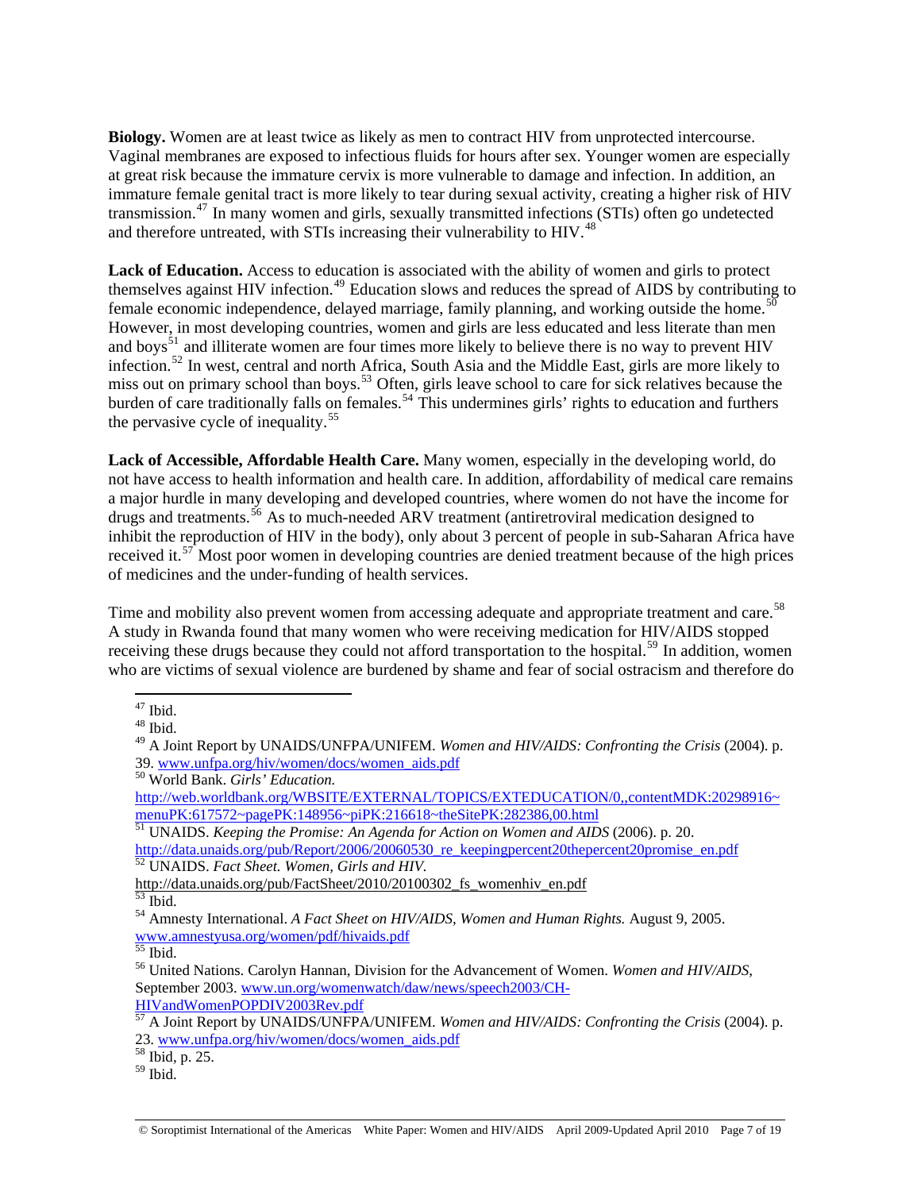**Biology.** Women are at least twice as likely as men to contract HIV from unprotected intercourse. Vaginal membranes are exposed to infectious fluids for hours after sex. Younger women are especially at great risk because the immature cervix is more vulnerable to damage and infection. In addition, an immature female genital tract is more likely to tear during sexual activity, creating a higher risk of HIV transmission.[47] In many women and girls, sexually transmitted infections (STIs) often go undetected and therefore untreated, with STIs increasing their vulnerability to HIV.[48]

**Lack of Education.** Access to education is associated with the ability of women and girls to protect themselves against HIV infection.[49] Education slows and reduces the spread of AIDS by contributing to female economic independence, delayed marriage, family planning, and working outside the home.[50] However, in most developing countries, women and girls are less educated and less literate than men and boys[51] and illiterate women are four times more likely to believe there is no way to prevent HIV infection.[52] In west, central and north Africa, South Asia and the Middle East, girls are more likely to miss out on primary school than boys.[53] Often, girls leave school to care for sick relatives because the burden of care traditionally falls on females.[54] This undermines girls' rights to education and furthers the pervasive cycle of inequality.[55]

**Lack of Accessible, Affordable Health Care.** Many women, especially in the developing world, do not have access to health information and health care. In addition, affordability of medical care remains a major hurdle in many developing and developed countries, where women do not have the income for drugs and treatments.[56] As to much-needed ARV treatment (antiretroviral medication designed to inhibit the reproduction of HIV in the body), only about 3 percent of people in sub-Saharan Africa have received it.[57] Most poor women in developing countries are denied treatment because of the high prices of medicines and the under-funding of health services.

Time and mobility also prevent women from accessing adequate and appropriate treatment and care.[58] A study in Rwanda found that many women who were receiving medication for HIV/AIDS stopped receiving these drugs because they could not afford transportation to the hospital.[59] In addition, women who are victims of sexual violence are burdened by shame and fear of social ostracism and therefore do

---

[47] Ibid.

[48] Ibid.

[49] A Joint Report by UNAIDS/UNFPA/UNIFEM. *Women and HIV/AIDS: Confronting the Crisis* (2004). p. 39. www.unfpa.org/hiv/women/docs/women_aids.pdf

[50] World Bank. *Girls' Education.* http://web.worldbank.org/WBSITE/EXTERNAL/TOPICS/EXTEDUCATION/0,,contentMDK:20298916~menuPK:617572~pagePK:148956~piPK:216618~theSitePK:282386,00.html

[51] UNAIDS. *Keeping the Promise: An Agenda for Action on Women and AIDS* (2006). p. 20. http://data.unaids.org/pub/Report/2006/20060530_re_keepingpercent20thepercent20promise_en.pdf

[52] UNAIDS. *Fact Sheet. Women, Girls and HIV.* http://data.unaids.org/pub/FactSheet/2010/20100302_fs_womenhiv_en.pdf

[53] Ibid.

[54] Amnesty International. *A Fact Sheet on HIV/AIDS, Women and Human Rights.* August 9, 2005. www.amnestyusa.org/women/pdf/hivaids.pdf

[55] Ibid.

[56] United Nations. Carolyn Hannan, Division for the Advancement of Women. *Women and HIV/AIDS*, September 2003. www.un.org/womenwatch/daw/news/speech2003/CH-HIVandWomenPOPDIV2003Rev.pdf

[57] A Joint Report by UNAIDS/UNFPA/UNIFEM. *Women and HIV/AIDS: Confronting the Crisis* (2004). p. 23. www.unfpa.org/hiv/women/docs/women_aids.pdf

[58] Ibid, p. 25.

[59] Ibid.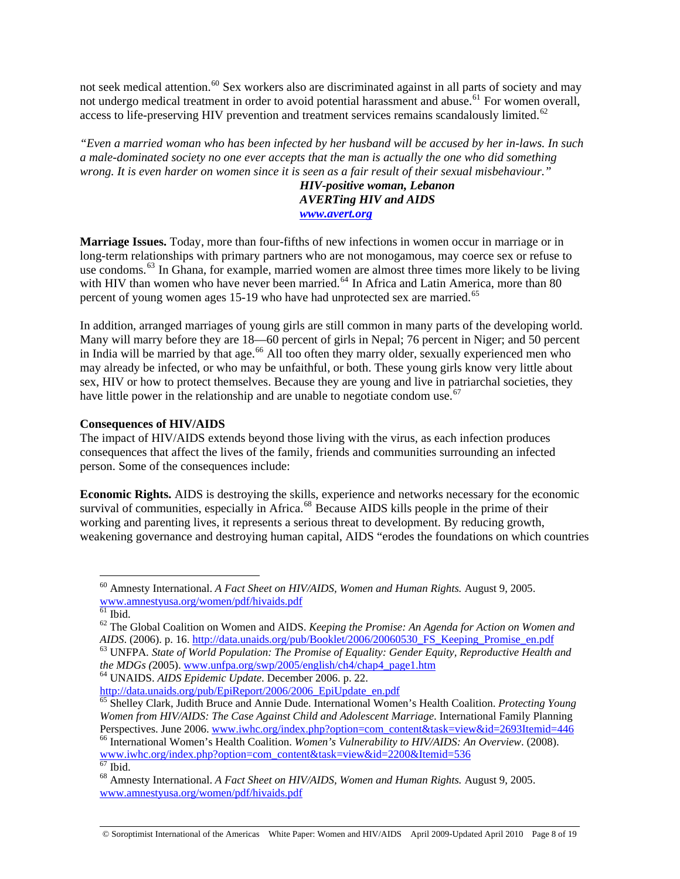not seek medical attention.[60] Sex workers also are discriminated against in all parts of society and may not undergo medical treatment in order to avoid potential harassment and abuse.[61] For women overall, access to life-preserving HIV prevention and treatment services remains scandalously limited.[62]

*"Even a married woman who has been infected by her husband will be accused by her in-laws. In such a male-dominated society no one ever accepts that the man is actually the one who did something wrong. It is even harder on women since it is seen as a fair result of their sexual misbehaviour."*

***HIV-positive woman, Lebanon***
***AVERTing HIV and AIDS***
***www.avert.org***

**Marriage Issues.** Today, more than four-fifths of new infections in women occur in marriage or in long-term relationships with primary partners who are not monogamous, may coerce sex or refuse to use condoms.[63] In Ghana, for example, married women are almost three times more likely to be living with HIV than women who have never been married.[64] In Africa and Latin America, more than 80 percent of young women ages 15-19 who have had unprotected sex are married.[65]

In addition, arranged marriages of young girls are still common in many parts of the developing world. Many will marry before they are 18—60 percent of girls in Nepal; 76 percent in Niger; and 50 percent in India will be married by that age.[66] All too often they marry older, sexually experienced men who may already be infected, or who may be unfaithful, or both. These young girls know very little about sex, HIV or how to protect themselves. Because they are young and live in patriarchal societies, they have little power in the relationship and are unable to negotiate condom use.[67]

**Consequences of HIV/AIDS**

The impact of HIV/AIDS extends beyond those living with the virus, as each infection produces consequences that affect the lives of the family, friends and communities surrounding an infected person. Some of the consequences include:

**Economic Rights.** AIDS is destroying the skills, experience and networks necessary for the economic survival of communities, especially in Africa.[68] Because AIDS kills people in the prime of their working and parenting lives, it represents a serious threat to development. By reducing growth, weakening governance and destroying human capital, AIDS "erodes the foundations on which countries

---

[60] Amnesty International. *A Fact Sheet on HIV/AIDS, Women and Human Rights.* August 9, 2005. www.amnestyusa.org/women/pdf/hivaids.pdf

[61] Ibid.

[62] The Global Coalition on Women and AIDS. *Keeping the Promise: An Agenda for Action on Women and AIDS*. (2006). p. 16. http://data.unaids.org/pub/Booklet/2006/20060530_FS_Keeping_Promise_en.pdf

[63] UNFPA. *State of World Population: The Promise of Equality: Gender Equity, Reproductive Health and the MDGs (*2005). www.unfpa.org/swp/2005/english/ch4/chap4_page1.htm

[64] UNAIDS. *AIDS Epidemic Update*. December 2006. p. 22. http://data.unaids.org/pub/EpiReport/2006/2006_EpiUpdate_en.pdf

[65] Shelley Clark, Judith Bruce and Annie Dude. International Women's Health Coalition. *Protecting Young Women from HIV/AIDS: The Case Against Child and Adolescent Marriage*. International Family Planning Perspectives. June 2006. www.iwhc.org/index.php?option=com_content&task=view&id=2693Itemid=446

[66] International Women's Health Coalition. *Women's Vulnerability to HIV/AIDS: An Overview*. (2008). www.iwhc.org/index.php?option=com_content&task=view&id=2200&Itemid=536

[67] Ibid.

[68] Amnesty International. *A Fact Sheet on HIV/AIDS, Women and Human Rights.* August 9, 2005. www.amnestyusa.org/women/pdf/hivaids.pdf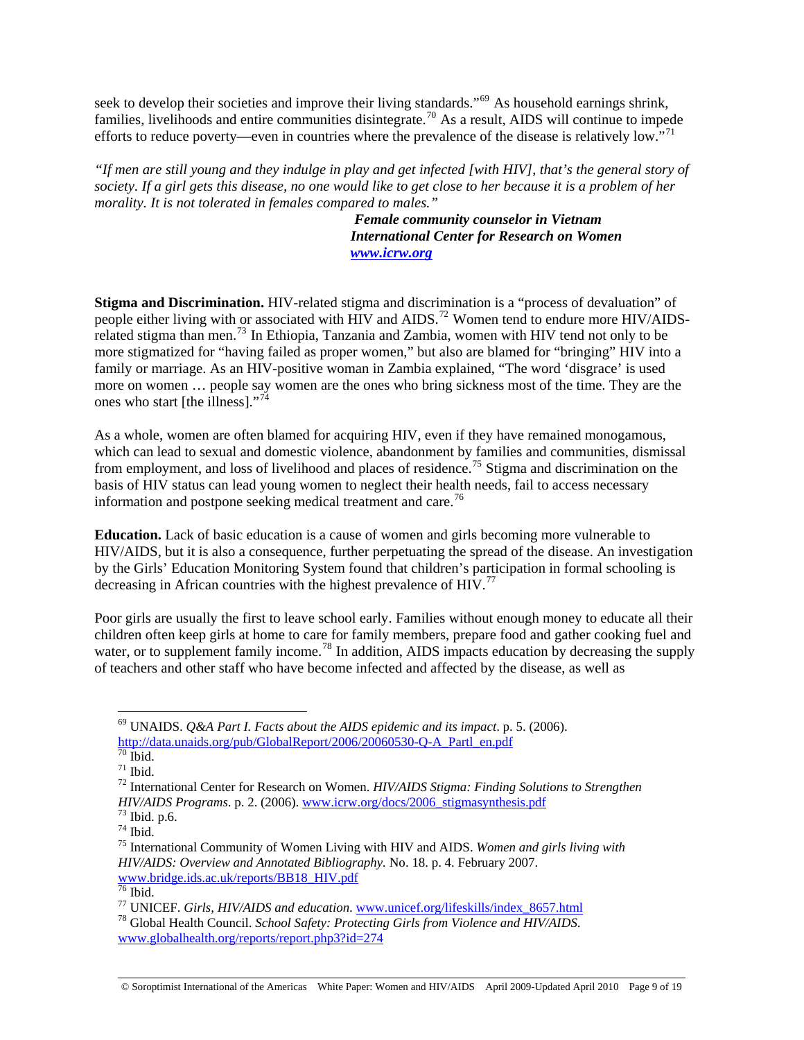seek to develop their societies and improve their living standards."[69] As household earnings shrink, families, livelihoods and entire communities disintegrate.[70] As a result, AIDS will continue to impede efforts to reduce poverty—even in countries where the prevalence of the disease is relatively low."[71]

*"If men are still young and they indulge in play and get infected [with HIV], that's the general story of society. If a girl gets this disease, no one would like to get close to her because it is a problem of her morality. It is not tolerated in females compared to males."*

***Female community counselor in Vietnam***
***International Center for Research on Women***
***[www.icrw.org](www.icrw.org)***

**Stigma and Discrimination.** HIV-related stigma and discrimination is a "process of devaluation" of people either living with or associated with HIV and AIDS.[72] Women tend to endure more HIV/AIDS-related stigma than men.[73] In Ethiopia, Tanzania and Zambia, women with HIV tend not only to be more stigmatized for "having failed as proper women," but also are blamed for "bringing" HIV into a family or marriage. As an HIV-positive woman in Zambia explained, "The word 'disgrace' is used more on women … people say women are the ones who bring sickness most of the time. They are the ones who start [the illness]."[74]

As a whole, women are often blamed for acquiring HIV, even if they have remained monogamous, which can lead to sexual and domestic violence, abandonment by families and communities, dismissal from employment, and loss of livelihood and places of residence.[75] Stigma and discrimination on the basis of HIV status can lead young women to neglect their health needs, fail to access necessary information and postpone seeking medical treatment and care.[76]

**Education.** Lack of basic education is a cause of women and girls becoming more vulnerable to HIV/AIDS, but it is also a consequence, further perpetuating the spread of the disease. An investigation by the Girls' Education Monitoring System found that children's participation in formal schooling is decreasing in African countries with the highest prevalence of HIV.[77]

Poor girls are usually the first to leave school early. Families without enough money to educate all their children often keep girls at home to care for family members, prepare food and gather cooking fuel and water, or to supplement family income.[78] In addition, AIDS impacts education by decreasing the supply of teachers and other staff who have become infected and affected by the disease, as well as

---

[69] UNAIDS. *Q&A Part I. Facts about the AIDS epidemic and its impact*. p. 5. (2006). http://data.unaids.org/pub/GlobalReport/2006/20060530-Q-A_PartI_en.pdf

[70] Ibid.

[71] Ibid.

[72] International Center for Research on Women. *HIV/AIDS Stigma: Finding Solutions to Strengthen HIV/AIDS Programs*. p. 2. (2006). www.icrw.org/docs/2006_stigmasynthesis.pdf

[73] Ibid. p.6.

[74] Ibid.

[75] International Community of Women Living with HIV and AIDS. *Women and girls living with HIV/AIDS: Overview and Annotated Bibliography*. No. 18. p. 4. February 2007. www.bridge.ids.ac.uk/reports/BB18_HIV.pdf

[76] Ibid.

[77] UNICEF. *Girls, HIV/AIDS and education*. www.unicef.org/lifeskills/index_8657.html

[78] Global Health Council. *School Safety: Protecting Girls from Violence and HIV/AIDS.* www.globalhealth.org/reports/report.php3?id=274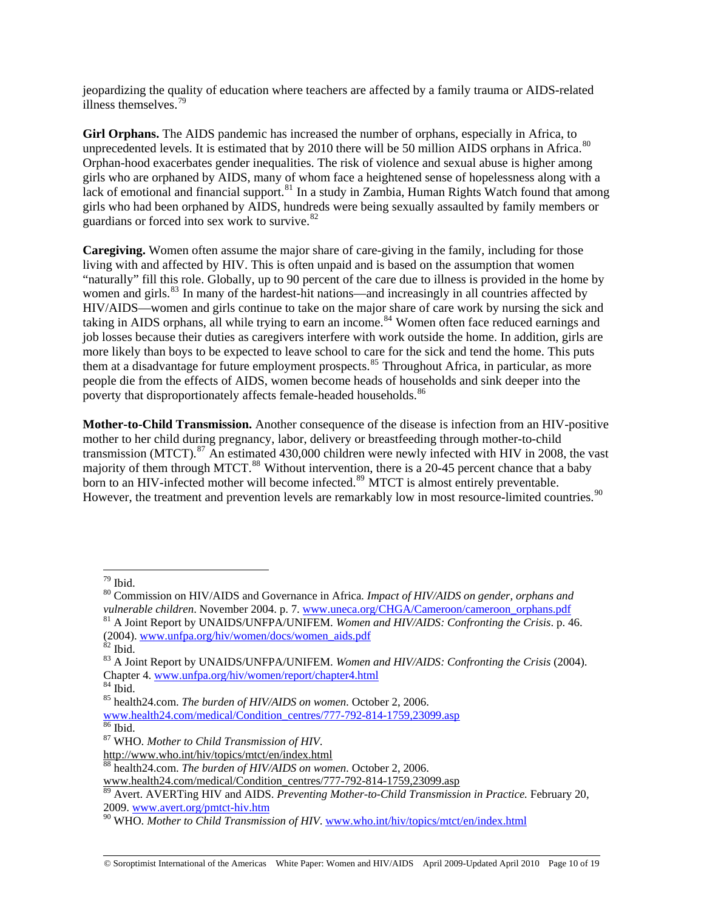jeopardizing the quality of education where teachers are affected by a family trauma or AIDS-related illness themselves.[79]

**Girl Orphans.** The AIDS pandemic has increased the number of orphans, especially in Africa, to unprecedented levels. It is estimated that by 2010 there will be 50 million AIDS orphans in Africa.[80] Orphan-hood exacerbates gender inequalities. The risk of violence and sexual abuse is higher among girls who are orphaned by AIDS, many of whom face a heightened sense of hopelessness along with a lack of emotional and financial support.[81] In a study in Zambia, Human Rights Watch found that among girls who had been orphaned by AIDS, hundreds were being sexually assaulted by family members or guardians or forced into sex work to survive.[82]

**Caregiving.** Women often assume the major share of care-giving in the family, including for those living with and affected by HIV. This is often unpaid and is based on the assumption that women "naturally" fill this role. Globally, up to 90 percent of the care due to illness is provided in the home by women and girls.[83] In many of the hardest-hit nations—and increasingly in all countries affected by HIV/AIDS—women and girls continue to take on the major share of care work by nursing the sick and taking in AIDS orphans, all while trying to earn an income.[84] Women often face reduced earnings and job losses because their duties as caregivers interfere with work outside the home. In addition, girls are more likely than boys to be expected to leave school to care for the sick and tend the home. This puts them at a disadvantage for future employment prospects.[85] Throughout Africa, in particular, as more people die from the effects of AIDS, women become heads of households and sink deeper into the poverty that disproportionately affects female-headed households.[86]

**Mother-to-Child Transmission.** Another consequence of the disease is infection from an HIV-positive mother to her child during pregnancy, labor, delivery or breastfeeding through mother-to-child transmission (MTCT).[87] An estimated 430,000 children were newly infected with HIV in 2008, the vast majority of them through MTCT.[88] Without intervention, there is a 20-45 percent chance that a baby born to an HIV-infected mother will become infected.[89] MTCT is almost entirely preventable. However, the treatment and prevention levels are remarkably low in most resource-limited countries.[90]

---

[79] Ibid.

[80] Commission on HIV/AIDS and Governance in Africa. *Impact of HIV/AIDS on gender, orphans and vulnerable children*. November 2004. p. 7. www.uneca.org/CHGA/Cameroon/cameroon_orphans.pdf

[81] A Joint Report by UNAIDS/UNFPA/UNIFEM. *Women and HIV/AIDS: Confronting the Crisis*. p. 46. (2004). www.unfpa.org/hiv/women/docs/women_aids.pdf

[82] Ibid.

[83] A Joint Report by UNAIDS/UNFPA/UNIFEM. *Women and HIV/AIDS: Confronting the Crisis* (2004). Chapter 4. www.unfpa.org/hiv/women/report/chapter4.html

[84] Ibid.

[85] health24.com. *The burden of HIV/AIDS on women*. October 2, 2006. www.health24.com/medical/Condition_centres/777-792-814-1759,23099.asp

[86] Ibid.

[87] WHO. *Mother to Child Transmission of HIV*. http://www.who.int/hiv/topics/mtct/en/index.html

[88] health24.com. *The burden of HIV/AIDS on women*. October 2, 2006. www.health24.com/medical/Condition_centres/777-792-814-1759,23099.asp

[89] Avert. AVERTing HIV and AIDS. *Preventing Mother-to-Child Transmission in Practice.* February 20, 2009. www.avert.org/pmtct-hiv.htm

[90] WHO. *Mother to Child Transmission of HIV*. www.who.int/hiv/topics/mtct/en/index.html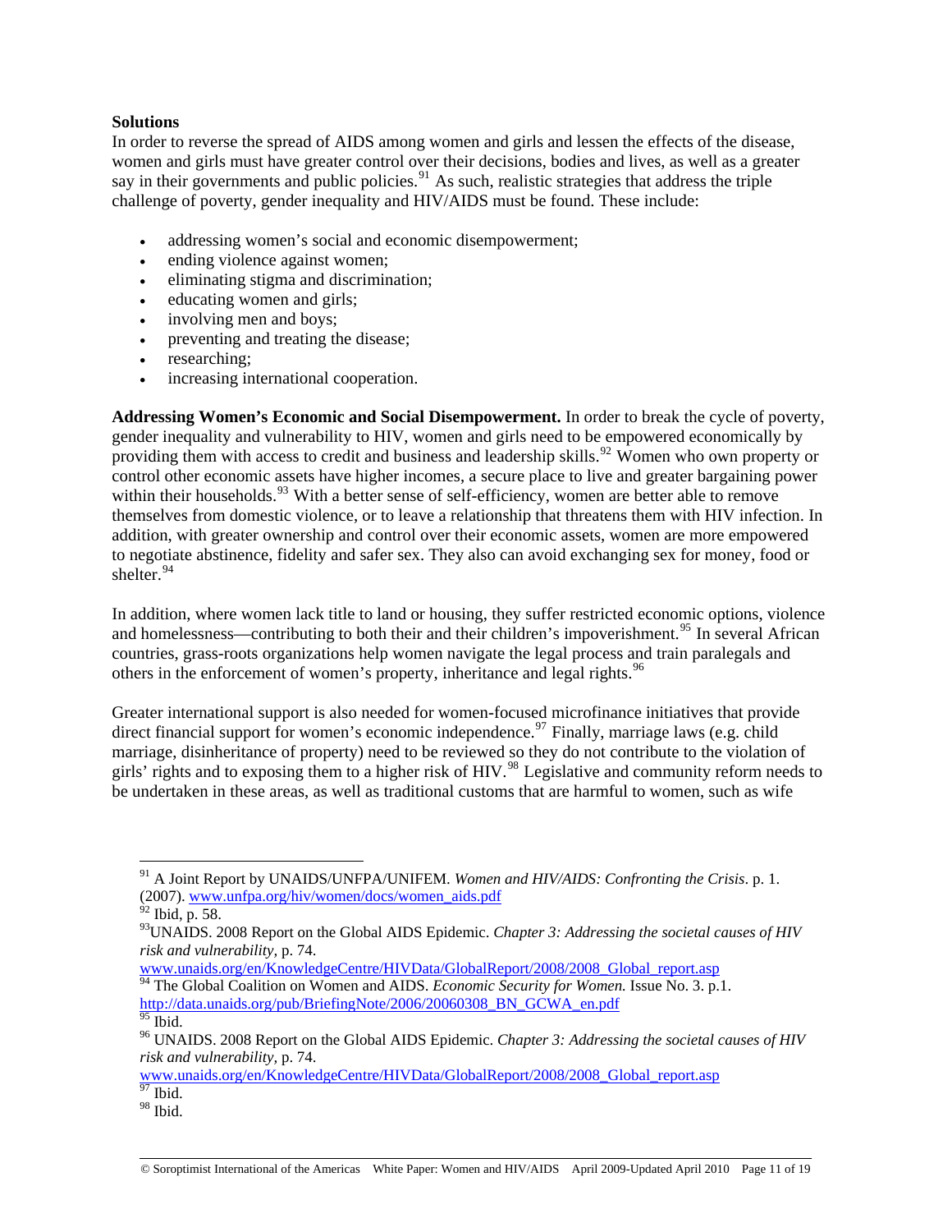**Solutions**

In order to reverse the spread of AIDS among women and girls and lessen the effects of the disease, women and girls must have greater control over their decisions, bodies and lives, as well as a greater say in their governments and public policies.[91] As such, realistic strategies that address the triple challenge of poverty, gender inequality and HIV/AIDS must be found. These include:

- addressing women's social and economic disempowerment;
- ending violence against women;
- eliminating stigma and discrimination;
- educating women and girls;
- involving men and boys;
- preventing and treating the disease;
- researching;
- increasing international cooperation.

**Addressing Women's Economic and Social Disempowerment.** In order to break the cycle of poverty, gender inequality and vulnerability to HIV, women and girls need to be empowered economically by providing them with access to credit and business and leadership skills.[92] Women who own property or control other economic assets have higher incomes, a secure place to live and greater bargaining power within their households.[93] With a better sense of self-efficiency, women are better able to remove themselves from domestic violence, or to leave a relationship that threatens them with HIV infection. In addition, with greater ownership and control over their economic assets, women are more empowered to negotiate abstinence, fidelity and safer sex. They also can avoid exchanging sex for money, food or shelter.[94]

In addition, where women lack title to land or housing, they suffer restricted economic options, violence and homelessness—contributing to both their and their children's impoverishment.[95] In several African countries, grass-roots organizations help women navigate the legal process and train paralegals and others in the enforcement of women's property, inheritance and legal rights.[96]

Greater international support is also needed for women-focused microfinance initiatives that provide direct financial support for women's economic independence.[97] Finally, marriage laws (e.g. child marriage, disinheritance of property) need to be reviewed so they do not contribute to the violation of girls' rights and to exposing them to a higher risk of HIV.[98] Legislative and community reform needs to be undertaken in these areas, as well as traditional customs that are harmful to women, such as wife

---

[91] A Joint Report by UNAIDS/UNFPA/UNIFEM. *Women and HIV/AIDS: Confronting the Crisis*. p. 1. (2007). www.unfpa.org/hiv/women/docs/women_aids.pdf

[92] Ibid, p. 58.

[93] UNAIDS. 2008 Report on the Global AIDS Epidemic. *Chapter 3: Addressing the societal causes of HIV risk and vulnerability*, p. 74. www.unaids.org/en/KnowledgeCentre/HIVData/GlobalReport/2008/2008_Global_report.asp

[94] The Global Coalition on Women and AIDS. *Economic Security for Women.* Issue No. 3. p.1. http://data.unaids.org/pub/BriefingNote/2006/20060308_BN_GCWA_en.pdf

[95] Ibid.

[96] UNAIDS. 2008 Report on the Global AIDS Epidemic. *Chapter 3: Addressing the societal causes of HIV risk and vulnerability*, p. 74. www.unaids.org/en/KnowledgeCentre/HIVData/GlobalReport/2008/2008_Global_report.asp

[97] Ibid.

[98] Ibid.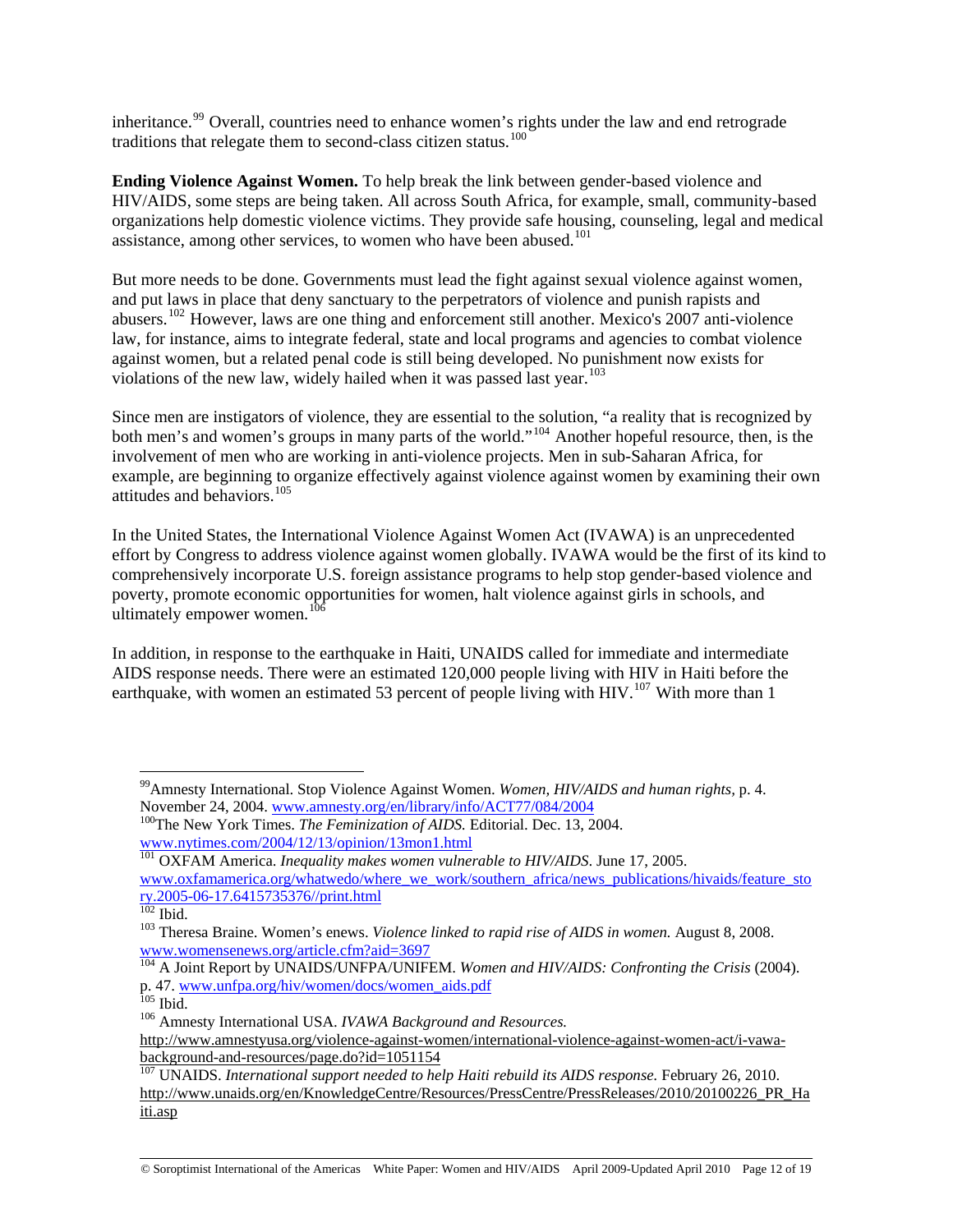inheritance.[99] Overall, countries need to enhance women's rights under the law and end retrograde traditions that relegate them to second-class citizen status.[100]

**Ending Violence Against Women.** To help break the link between gender-based violence and HIV/AIDS, some steps are being taken. All across South Africa, for example, small, community-based organizations help domestic violence victims. They provide safe housing, counseling, legal and medical assistance, among other services, to women who have been abused.[101]

But more needs to be done. Governments must lead the fight against sexual violence against women, and put laws in place that deny sanctuary to the perpetrators of violence and punish rapists and abusers.[102] However, laws are one thing and enforcement still another. Mexico's 2007 anti-violence law, for instance, aims to integrate federal, state and local programs and agencies to combat violence against women, but a related penal code is still being developed. No punishment now exists for violations of the new law, widely hailed when it was passed last year.[103]

Since men are instigators of violence, they are essential to the solution, "a reality that is recognized by both men's and women's groups in many parts of the world."[104] Another hopeful resource, then, is the involvement of men who are working in anti-violence projects. Men in sub-Saharan Africa, for example, are beginning to organize effectively against violence against women by examining their own attitudes and behaviors.[105]

In the United States, the International Violence Against Women Act (IVAWA) is an unprecedented effort by Congress to address violence against women globally. IVAWA would be the first of its kind to comprehensively incorporate U.S. foreign assistance programs to help stop gender-based violence and poverty, promote economic opportunities for women, halt violence against girls in schools, and ultimately empower women.[106]

In addition, in response to the earthquake in Haiti, UNAIDS called for immediate and intermediate AIDS response needs. There were an estimated 120,000 people living with HIV in Haiti before the earthquake, with women an estimated 53 percent of people living with HIV.[107] With more than 1

---

[99] Amnesty International. Stop Violence Against Women. *Women, HIV/AIDS and human rights*, p. 4. November 24, 2004. www.amnesty.org/en/library/info/ACT77/084/2004

[100] The New York Times. *The Feminization of AIDS.* Editorial. Dec. 13, 2004. www.nytimes.com/2004/12/13/opinion/13mon1.html

[101] OXFAM America. *Inequality makes women vulnerable to HIV/AIDS*. June 17, 2005. www.oxfamamerica.org/whatwedo/where_we_work/southern_africa/news_publications/hivaids/feature_story.2005-06-17.6415735376//print.html

[102] Ibid.

[103] Theresa Braine. Women's enews. *Violence linked to rapid rise of AIDS in women.* August 8, 2008. www.womensenews.org/article.cfm?aid=3697

[104] A Joint Report by UNAIDS/UNFPA/UNIFEM. *Women and HIV/AIDS: Confronting the Crisis* (2004). p. 47. www.unfpa.org/hiv/women/docs/women_aids.pdf

[105] Ibid.

[106] Amnesty International USA. *IVAWA Background and Resources.* http://www.amnestyusa.org/violence-against-women/international-violence-against-women-act/i-vawa-background-and-resources/page.do?id=1051154

[107] UNAIDS. *International support needed to help Haiti rebuild its AIDS response.* February 26, 2010. http://www.unaids.org/en/KnowledgeCentre/Resources/PressCentre/PressReleases/2010/20100226_PR_Haiti.asp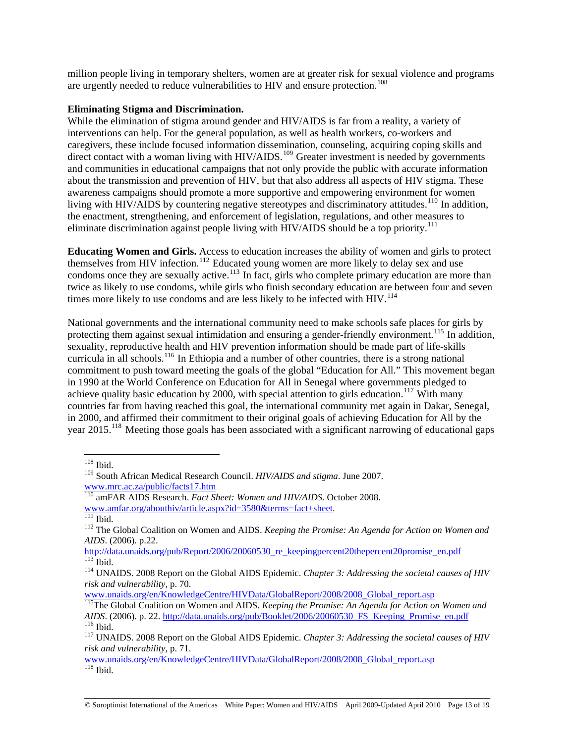million people living in temporary shelters, women are at greater risk for sexual violence and programs are urgently needed to reduce vulnerabilities to HIV and ensure protection.[108]

**Eliminating Stigma and Discrimination.**
While the elimination of stigma around gender and HIV/AIDS is far from a reality, a variety of interventions can help. For the general population, as well as health workers, co-workers and caregivers, these include focused information dissemination, counseling, acquiring coping skills and direct contact with a woman living with HIV/AIDS.[109] Greater investment is needed by governments and communities in educational campaigns that not only provide the public with accurate information about the transmission and prevention of HIV, but that also address all aspects of HIV stigma. These awareness campaigns should promote a more supportive and empowering environment for women living with HIV/AIDS by countering negative stereotypes and discriminatory attitudes.[110] In addition, the enactment, strengthening, and enforcement of legislation, regulations, and other measures to eliminate discrimination against people living with HIV/AIDS should be a top priority.[111]

**Educating Women and Girls.** Access to education increases the ability of women and girls to protect themselves from HIV infection.[112] Educated young women are more likely to delay sex and use condoms once they are sexually active.[113] In fact, girls who complete primary education are more than twice as likely to use condoms, while girls who finish secondary education are between four and seven times more likely to use condoms and are less likely to be infected with HIV.[114]

National governments and the international community need to make schools safe places for girls by protecting them against sexual intimidation and ensuring a gender-friendly environment.[115] In addition, sexuality, reproductive health and HIV prevention information should be made part of life-skills curricula in all schools.[116] In Ethiopia and a number of other countries, there is a strong national commitment to push toward meeting the goals of the global "Education for All." This movement began in 1990 at the World Conference on Education for All in Senegal where governments pledged to achieve quality basic education by 2000, with special attention to girls education.[117] With many countries far from having reached this goal, the international community met again in Dakar, Senegal, in 2000, and affirmed their commitment to their original goals of achieving Education for All by the year 2015.[118] Meeting those goals has been associated with a significant narrowing of educational gaps

---

[108] Ibid.

[109] South African Medical Research Council. *HIV/AIDS and stigma*. June 2007. www.mrc.ac.za/public/facts17.htm

[110] amFAR AIDS Research. *Fact Sheet: Women and HIV/AIDS.* October 2008. www.amfar.org/abouthiv/article.aspx?id=3580&terms=fact+sheet.

[111] Ibid.

[112] The Global Coalition on Women and AIDS. *Keeping the Promise: An Agenda for Action on Women and AIDS*. (2006). p.22. http://data.unaids.org/pub/Report/2006/20060530_re_keepingpercent20thepercent20promise_en.pdf

[113] Ibid.

[114] UNAIDS. 2008 Report on the Global AIDS Epidemic. *Chapter 3: Addressing the societal causes of HIV risk and vulnerability,* p. 70. www.unaids.org/en/KnowledgeCentre/HIVData/GlobalReport/2008/2008_Global_report.asp

[115] The Global Coalition on Women and AIDS. *Keeping the Promise: An Agenda for Action on Women and AIDS*. (2006). p. 22. http://data.unaids.org/pub/Booklet/2006/20060530_FS_Keeping_Promise_en.pdf

[116] Ibid.

[117] UNAIDS. 2008 Report on the Global AIDS Epidemic. *Chapter 3: Addressing the societal causes of HIV risk and vulnerability,* p. 71. www.unaids.org/en/KnowledgeCentre/HIVData/GlobalReport/2008/2008_Global_report.asp

[118] Ibid.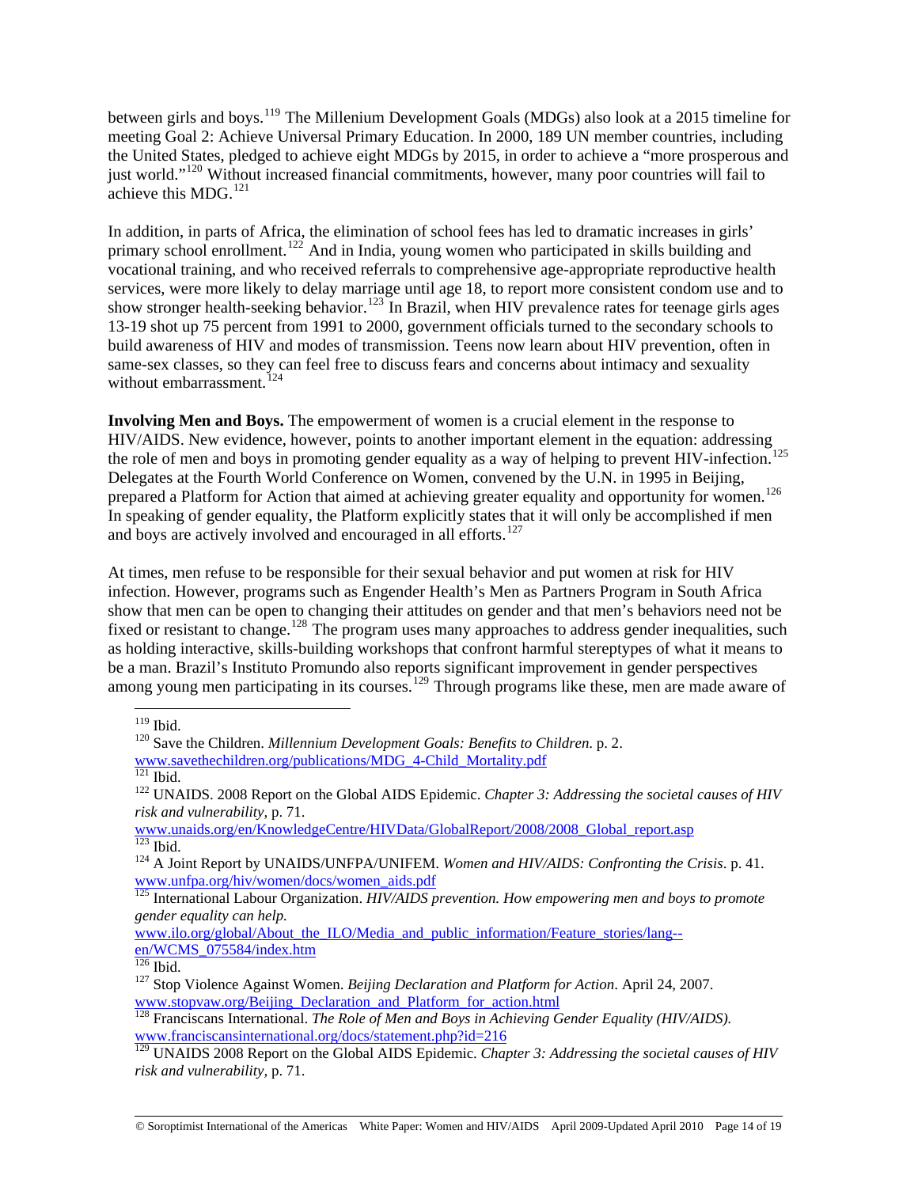between girls and boys.[119] The Millenium Development Goals (MDGs) also look at a 2015 timeline for meeting Goal 2: Achieve Universal Primary Education. In 2000, 189 UN member countries, including the United States, pledged to achieve eight MDGs by 2015, in order to achieve a "more prosperous and just world."[120] Without increased financial commitments, however, many poor countries will fail to achieve this MDG.[121]

In addition, in parts of Africa, the elimination of school fees has led to dramatic increases in girls' primary school enrollment.[122] And in India, young women who participated in skills building and vocational training, and who received referrals to comprehensive age-appropriate reproductive health services, were more likely to delay marriage until age 18, to report more consistent condom use and to show stronger health-seeking behavior.[123] In Brazil, when HIV prevalence rates for teenage girls ages 13-19 shot up 75 percent from 1991 to 2000, government officials turned to the secondary schools to build awareness of HIV and modes of transmission. Teens now learn about HIV prevention, often in same-sex classes, so they can feel free to discuss fears and concerns about intimacy and sexuality without embarrassment.[124]

**Involving Men and Boys.** The empowerment of women is a crucial element in the response to HIV/AIDS. New evidence, however, points to another important element in the equation: addressing the role of men and boys in promoting gender equality as a way of helping to prevent HIV-infection.[125] Delegates at the Fourth World Conference on Women, convened by the U.N. in 1995 in Beijing, prepared a Platform for Action that aimed at achieving greater equality and opportunity for women.[126] In speaking of gender equality, the Platform explicitly states that it will only be accomplished if men and boys are actively involved and encouraged in all efforts.[127]

At times, men refuse to be responsible for their sexual behavior and put women at risk for HIV infection. However, programs such as Engender Health's Men as Partners Program in South Africa show that men can be open to changing their attitudes on gender and that men's behaviors need not be fixed or resistant to change.[128] The program uses many approaches to address gender inequalities, such as holding interactive, skills-building workshops that confront harmful stereptypes of what it means to be a man. Brazil's Instituto Promundo also reports significant improvement in gender perspectives among young men participating in its courses.[129] Through programs like these, men are made aware of

---

[119] Ibid.

[120] Save the Children. *Millennium Development Goals: Benefits to Children.* p. 2. www.savethechildren.org/publications/MDG_4-Child_Mortality.pdf

[121] Ibid.

[122] UNAIDS. 2008 Report on the Global AIDS Epidemic. *Chapter 3: Addressing the societal causes of HIV risk and vulnerability,* p. 71. www.unaids.org/en/KnowledgeCentre/HIVData/GlobalReport/2008/2008_Global_report.asp

[123] Ibid.

[124] A Joint Report by UNAIDS/UNFPA/UNIFEM. *Women and HIV/AIDS: Confronting the Crisis*. p. 41. www.unfpa.org/hiv/women/docs/women_aids.pdf

[125] International Labour Organization. *HIV/AIDS prevention. How empowering men and boys to promote gender equality can help.* www.ilo.org/global/About_the_ILO/Media_and_public_information/Feature_stories/lang--en/WCMS_075584/index.htm

[126] Ibid.

[127] Stop Violence Against Women. *Beijing Declaration and Platform for Action*. April 24, 2007. www.stopvaw.org/Beijing_Declaration_and_Platform_for_action.html

[128] Franciscans International. *The Role of Men and Boys in Achieving Gender Equality (HIV/AIDS).* www.franciscansinternational.org/docs/statement.php?id=216

[129] UNAIDS 2008 Report on the Global AIDS Epidemic. *Chapter 3: Addressing the societal causes of HIV risk and vulnerability,* p. 71.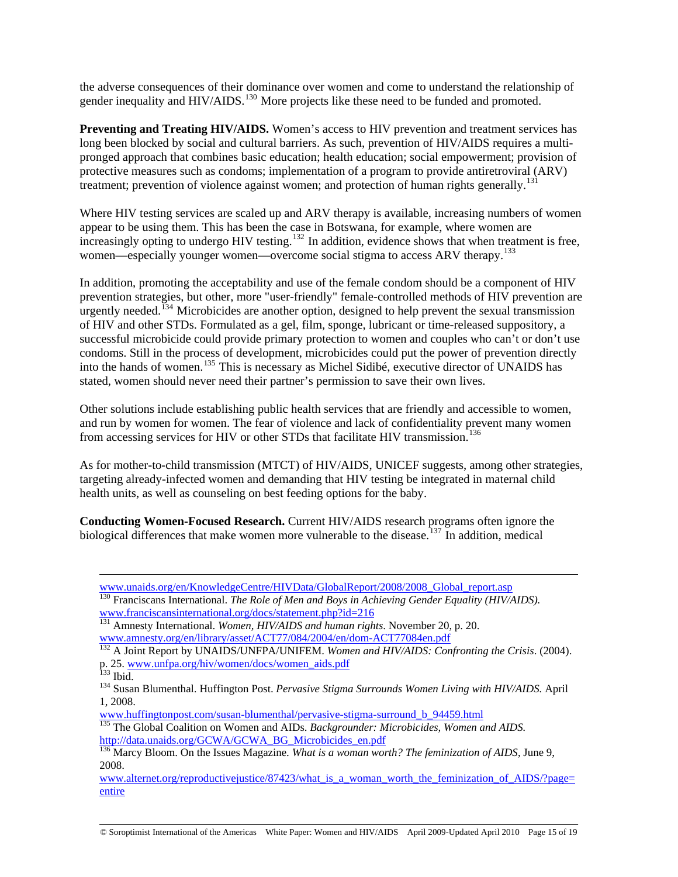the adverse consequences of their dominance over women and come to understand the relationship of gender inequality and HIV/AIDS.[130] More projects like these need to be funded and promoted.

**Preventing and Treating HIV/AIDS.** Women's access to HIV prevention and treatment services has long been blocked by social and cultural barriers. As such, prevention of HIV/AIDS requires a multi-pronged approach that combines basic education; health education; social empowerment; provision of protective measures such as condoms; implementation of a program to provide antiretroviral (ARV) treatment; prevention of violence against women; and protection of human rights generally.[131]

Where HIV testing services are scaled up and ARV therapy is available, increasing numbers of women appear to be using them. This has been the case in Botswana, for example, where women are increasingly opting to undergo HIV testing.[132] In addition, evidence shows that when treatment is free, women—especially younger women—overcome social stigma to access ARV therapy.[133]

In addition, promoting the acceptability and use of the female condom should be a component of HIV prevention strategies, but other, more "user-friendly" female-controlled methods of HIV prevention are urgently needed.[134] Microbicides are another option, designed to help prevent the sexual transmission of HIV and other STDs. Formulated as a gel, film, sponge, lubricant or time-released suppository, a successful microbicide could provide primary protection to women and couples who can't or don't use condoms. Still in the process of development, microbicides could put the power of prevention directly into the hands of women.[135] This is necessary as Michel Sidibé, executive director of UNAIDS has stated, women should never need their partner's permission to save their own lives.

Other solutions include establishing public health services that are friendly and accessible to women, and run by women for women. The fear of violence and lack of confidentiality prevent many women from accessing services for HIV or other STDs that facilitate HIV transmission.[136]

As for mother-to-child transmission (MTCT) of HIV/AIDS, UNICEF suggests, among other strategies, targeting already-infected women and demanding that HIV testing be integrated in maternal child health units, as well as counseling on best feeding options for the baby.

**Conducting Women-Focused Research.** Current HIV/AIDS research programs often ignore the biological differences that make women more vulnerable to the disease.[137] In addition, medical

---

www.unaids.org/en/KnowledgeCentre/HIVData/GlobalReport/2008/2008_Global_report.asp

[130] Franciscans International. *The Role of Men and Boys in Achieving Gender Equality (HIV/AIDS).* www.franciscansinternational.org/docs/statement.php?id=216

[131] Amnesty International. *Women, HIV/AIDS and human rights*. November 20, p. 20. www.amnesty.org/en/library/asset/ACT77/084/2004/en/dom-ACT77084en.pdf

[132] A Joint Report by UNAIDS/UNFPA/UNIFEM. *Women and HIV/AIDS: Confronting the Crisis*. (2004). p. 25. www.unfpa.org/hiv/women/docs/women_aids.pdf

[133] Ibid.

[134] Susan Blumenthal. Huffington Post. *Pervasive Stigma Surrounds Women Living with HIV/AIDS.* April 1, 2008.
www.huffingtonpost.com/susan-blumenthal/pervasive-stigma-surround_b_94459.html

[135] The Global Coalition on Women and AIDs. *Backgrounder: Microbicides, Women and AIDS.* http://data.unaids.org/GCWA/GCWA_BG_Microbicides_en.pdf

[136] Marcy Bloom. On the Issues Magazine. *What is a woman worth? The feminization of AIDS*, June 9, 2008.
www.alternet.org/reproductivejustice/87423/what_is_a_woman_worth_the_feminization_of_AIDS/?page=entire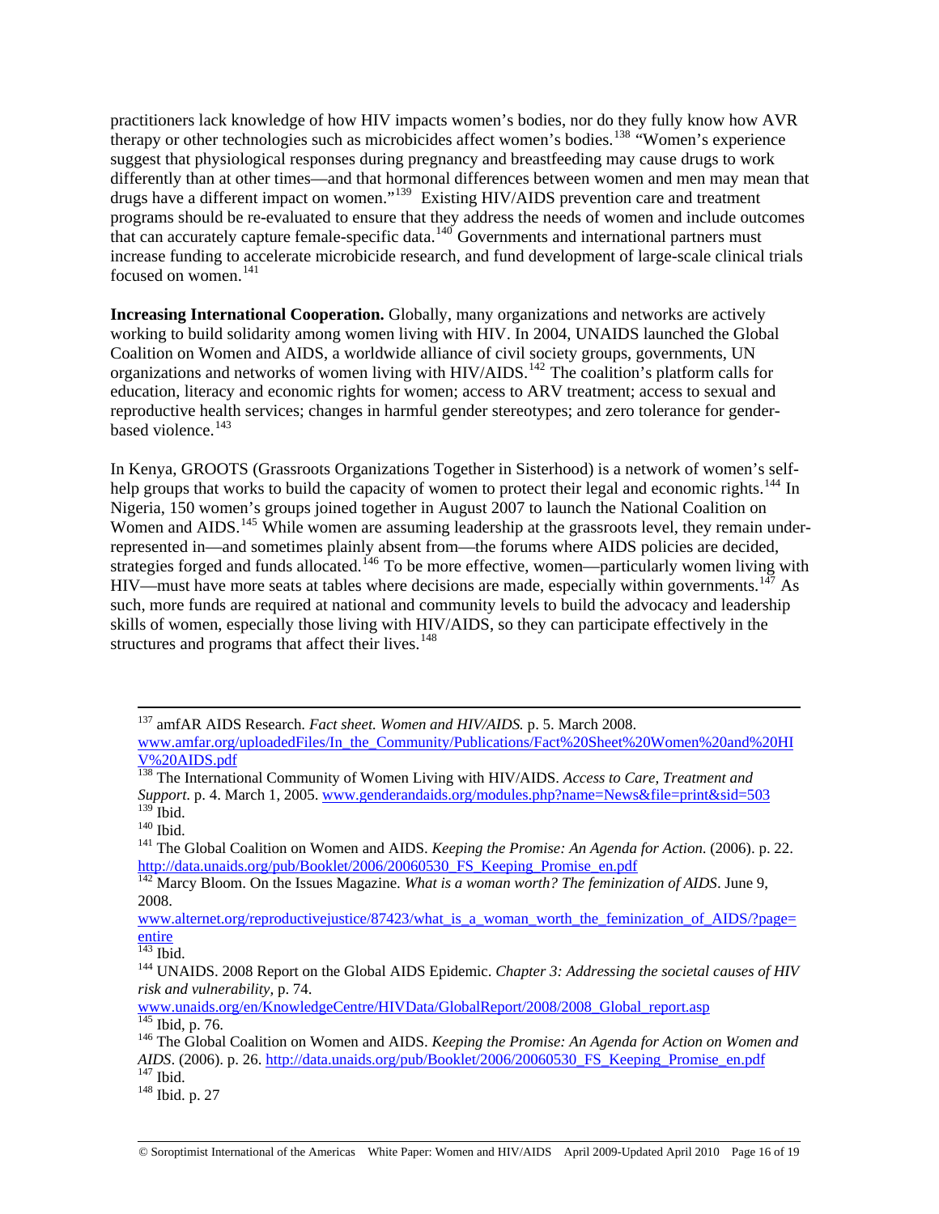practitioners lack knowledge of how HIV impacts women's bodies, nor do they fully know how AVR therapy or other technologies such as microbicides affect women's bodies.[138] "Women's experience suggest that physiological responses during pregnancy and breastfeeding may cause drugs to work differently than at other times—and that hormonal differences between women and men may mean that drugs have a different impact on women."[139] Existing HIV/AIDS prevention care and treatment programs should be re-evaluated to ensure that they address the needs of women and include outcomes that can accurately capture female-specific data.[140] Governments and international partners must increase funding to accelerate microbicide research, and fund development of large-scale clinical trials focused on women.[141]

**Increasing International Cooperation.** Globally, many organizations and networks are actively working to build solidarity among women living with HIV. In 2004, UNAIDS launched the Global Coalition on Women and AIDS, a worldwide alliance of civil society groups, governments, UN organizations and networks of women living with HIV/AIDS.[142] The coalition's platform calls for education, literacy and economic rights for women; access to ARV treatment; access to sexual and reproductive health services; changes in harmful gender stereotypes; and zero tolerance for gender-based violence.[143]

In Kenya, GROOTS (Grassroots Organizations Together in Sisterhood) is a network of women's self-help groups that works to build the capacity of women to protect their legal and economic rights.[144] In Nigeria, 150 women's groups joined together in August 2007 to launch the National Coalition on Women and AIDS.[145] While women are assuming leadership at the grassroots level, they remain under-represented in—and sometimes plainly absent from—the forums where AIDS policies are decided, strategies forged and funds allocated.[146] To be more effective, women—particularly women living with HIV—must have more seats at tables where decisions are made, especially within governments.[147] As such, more funds are required at national and community levels to build the advocacy and leadership skills of women, especially those living with HIV/AIDS, so they can participate effectively in the structures and programs that affect their lives.[148]

---

[137] amfAR AIDS Research. *Fact sheet. Women and HIV/AIDS.* p. 5. March 2008. www.amfar.org/uploadedFiles/In_the_Community/Publications/Fact%20Sheet%20Women%20and%20HIV%20AIDS.pdf

[138] The International Community of Women Living with HIV/AIDS. *Access to Care, Treatment and Support*. p. 4. March 1, 2005. www.genderandaids.org/modules.php?name=News&file=print&sid=503

[139] Ibid.

[140] Ibid.

[141] The Global Coalition on Women and AIDS. *Keeping the Promise: An Agenda for Action*. (2006). p. 22. http://data.unaids.org/pub/Booklet/2006/20060530_FS_Keeping_Promise_en.pdf

[142] Marcy Bloom. On the Issues Magazine. *What is a woman worth? The feminization of AIDS*. June 9, 2008. www.alternet.org/reproductivejustice/87423/what_is_a_woman_worth_the_feminization_of_AIDS/?page=entire

[143] Ibid.

[144] UNAIDS. 2008 Report on the Global AIDS Epidemic. *Chapter 3: Addressing the societal causes of HIV risk and vulnerability*, p. 74. www.unaids.org/en/KnowledgeCentre/HIVData/GlobalReport/2008/2008_Global_report.asp

[145] Ibid, p. 76.

[146] The Global Coalition on Women and AIDS. *Keeping the Promise: An Agenda for Action on Women and AIDS*. (2006). p. 26. http://data.unaids.org/pub/Booklet/2006/20060530_FS_Keeping_Promise_en.pdf

[147] Ibid.

[148] Ibid. p. 27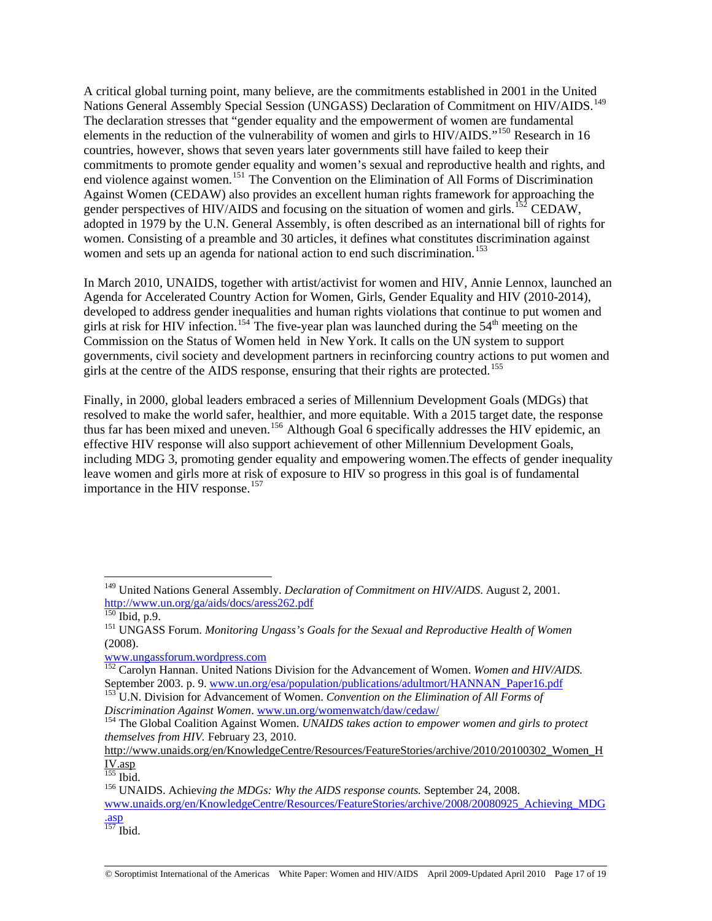A critical global turning point, many believe, are the commitments established in 2001 in the United Nations General Assembly Special Session (UNGASS) Declaration of Commitment on HIV/AIDS.[149] The declaration stresses that "gender equality and the empowerment of women are fundamental elements in the reduction of the vulnerability of women and girls to HIV/AIDS."[150] Research in 16 countries, however, shows that seven years later governments still have failed to keep their commitments to promote gender equality and women's sexual and reproductive health and rights, and end violence against women.[151] The Convention on the Elimination of All Forms of Discrimination Against Women (CEDAW) also provides an excellent human rights framework for approaching the gender perspectives of HIV/AIDS and focusing on the situation of women and girls.[152] CEDAW, adopted in 1979 by the U.N. General Assembly, is often described as an international bill of rights for women. Consisting of a preamble and 30 articles, it defines what constitutes discrimination against women and sets up an agenda for national action to end such discrimination.[153]

In March 2010, UNAIDS, together with artist/activist for women and HIV, Annie Lennox, launched an Agenda for Accelerated Country Action for Women, Girls, Gender Equality and HIV (2010-2014), developed to address gender inequalities and human rights violations that continue to put women and girls at risk for HIV infection.[154] The five-year plan was launched during the 54th meeting on the Commission on the Status of Women held in New York. It calls on the UN system to support governments, civil society and development partners in recinforcing country actions to put women and girls at the centre of the AIDS response, ensuring that their rights are protected.[155]

Finally, in 2000, global leaders embraced a series of Millennium Development Goals (MDGs) that resolved to make the world safer, healthier, and more equitable. With a 2015 target date, the response thus far has been mixed and uneven.[156] Although Goal 6 specifically addresses the HIV epidemic, an effective HIV response will also support achievement of other Millennium Development Goals, including MDG 3, promoting gender equality and empowering women.The effects of gender inequality leave women and girls more at risk of exposure to HIV so progress in this goal is of fundamental importance in the HIV response.[157]

---

[149] United Nations General Assembly. *Declaration of Commitment on HIV/AIDS.* August 2, 2001. http://www.un.org/ga/aids/docs/aress262.pdf

[150] Ibid, p.9.

[151] UNGASS Forum. *Monitoring Ungass's Goals for the Sexual and Reproductive Health of Women* (2008).
www.ungassforum.wordpress.com

[152] Carolyn Hannan. United Nations Division for the Advancement of Women. *Women and HIV/AIDS.* September 2003. p. 9. www.un.org/esa/population/publications/adultmort/HANNAN_Paper16.pdf

[153] U.N. Division for Advancement of Women. *Convention on the Elimination of All Forms of Discrimination Against Women*. www.un.org/womenwatch/daw/cedaw/

[154] The Global Coalition Against Women. *UNAIDS takes action to empower women and girls to protect themselves from HIV.* February 23, 2010.
http://www.unaids.org/en/KnowledgeCentre/Resources/FeatureStories/archive/2010/20100302_Women_HIV.asp

[155] Ibid.

[156] UNAIDS. Achiev*ing the MDGs: Why the AIDS response counts.* September 24, 2008.
www.unaids.org/en/KnowledgeCentre/Resources/FeatureStories/archive/2008/20080925_Achieving_MDG.asp

[157] Ibid.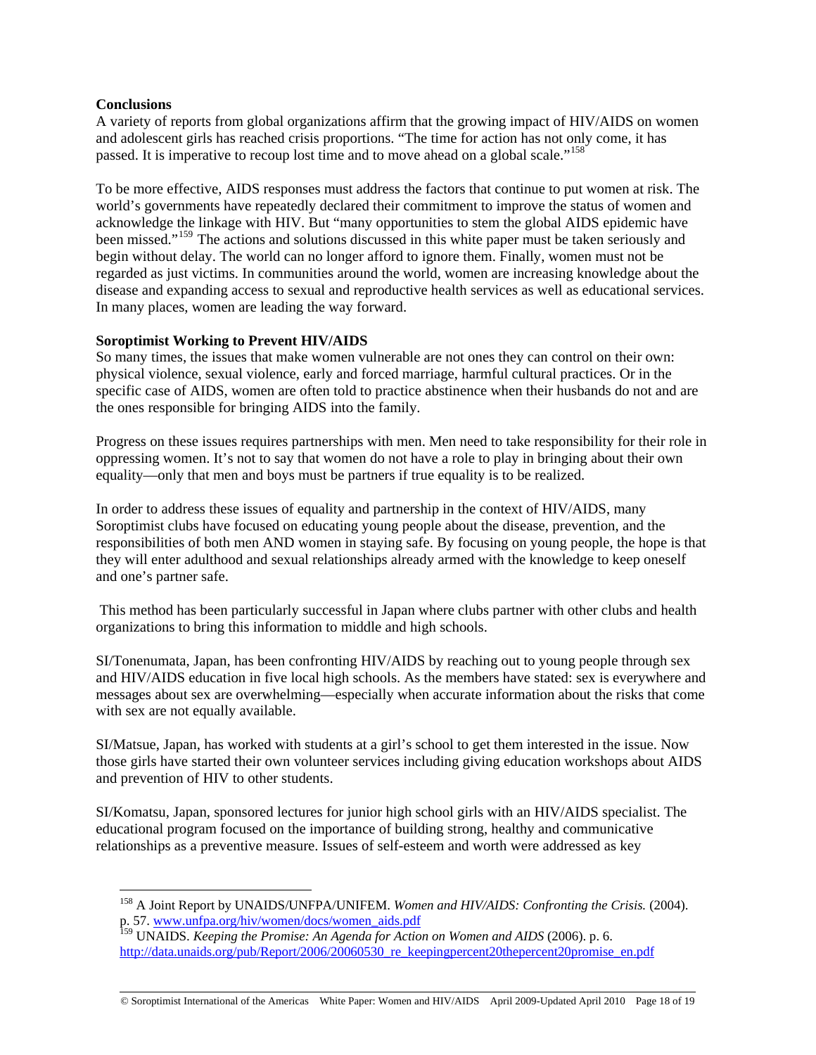**Conclusions**

A variety of reports from global organizations affirm that the growing impact of HIV/AIDS on women and adolescent girls has reached crisis proportions. "The time for action has not only come, it has passed. It is imperative to recoup lost time and to move ahead on a global scale."[158]

To be more effective, AIDS responses must address the factors that continue to put women at risk. The world's governments have repeatedly declared their commitment to improve the status of women and acknowledge the linkage with HIV. But "many opportunities to stem the global AIDS epidemic have been missed."[159] The actions and solutions discussed in this white paper must be taken seriously and begin without delay. The world can no longer afford to ignore them. Finally, women must not be regarded as just victims. In communities around the world, women are increasing knowledge about the disease and expanding access to sexual and reproductive health services as well as educational services. In many places, women are leading the way forward.

**Soroptimist Working to Prevent HIV/AIDS**

So many times, the issues that make women vulnerable are not ones they can control on their own: physical violence, sexual violence, early and forced marriage, harmful cultural practices. Or in the specific case of AIDS, women are often told to practice abstinence when their husbands do not and are the ones responsible for bringing AIDS into the family.

Progress on these issues requires partnerships with men. Men need to take responsibility for their role in oppressing women. It's not to say that women do not have a role to play in bringing about their own equality—only that men and boys must be partners if true equality is to be realized.

In order to address these issues of equality and partnership in the context of HIV/AIDS, many Soroptimist clubs have focused on educating young people about the disease, prevention, and the responsibilities of both men AND women in staying safe. By focusing on young people, the hope is that they will enter adulthood and sexual relationships already armed with the knowledge to keep oneself and one's partner safe.

This method has been particularly successful in Japan where clubs partner with other clubs and health organizations to bring this information to middle and high schools.

SI/Tonenumata, Japan, has been confronting HIV/AIDS by reaching out to young people through sex and HIV/AIDS education in five local high schools. As the members have stated: sex is everywhere and messages about sex are overwhelming—especially when accurate information about the risks that come with sex are not equally available.

SI/Matsue, Japan, has worked with students at a girl's school to get them interested in the issue. Now those girls have started their own volunteer services including giving education workshops about AIDS and prevention of HIV to other students.

SI/Komatsu, Japan, sponsored lectures for junior high school girls with an HIV/AIDS specialist. The educational program focused on the importance of building strong, healthy and communicative relationships as a preventive measure. Issues of self-esteem and worth were addressed as key

---

[158] A Joint Report by UNAIDS/UNFPA/UNIFEM. *Women and HIV/AIDS: Confronting the Crisis.* (2004). p. 57. www.unfpa.org/hiv/women/docs/women_aids.pdf

[159] UNAIDS. *Keeping the Promise: An Agenda for Action on Women and AIDS* (2006). p. 6. http://data.unaids.org/pub/Report/2006/20060530_re_keepingpercent20thepercent20promise_en.pdf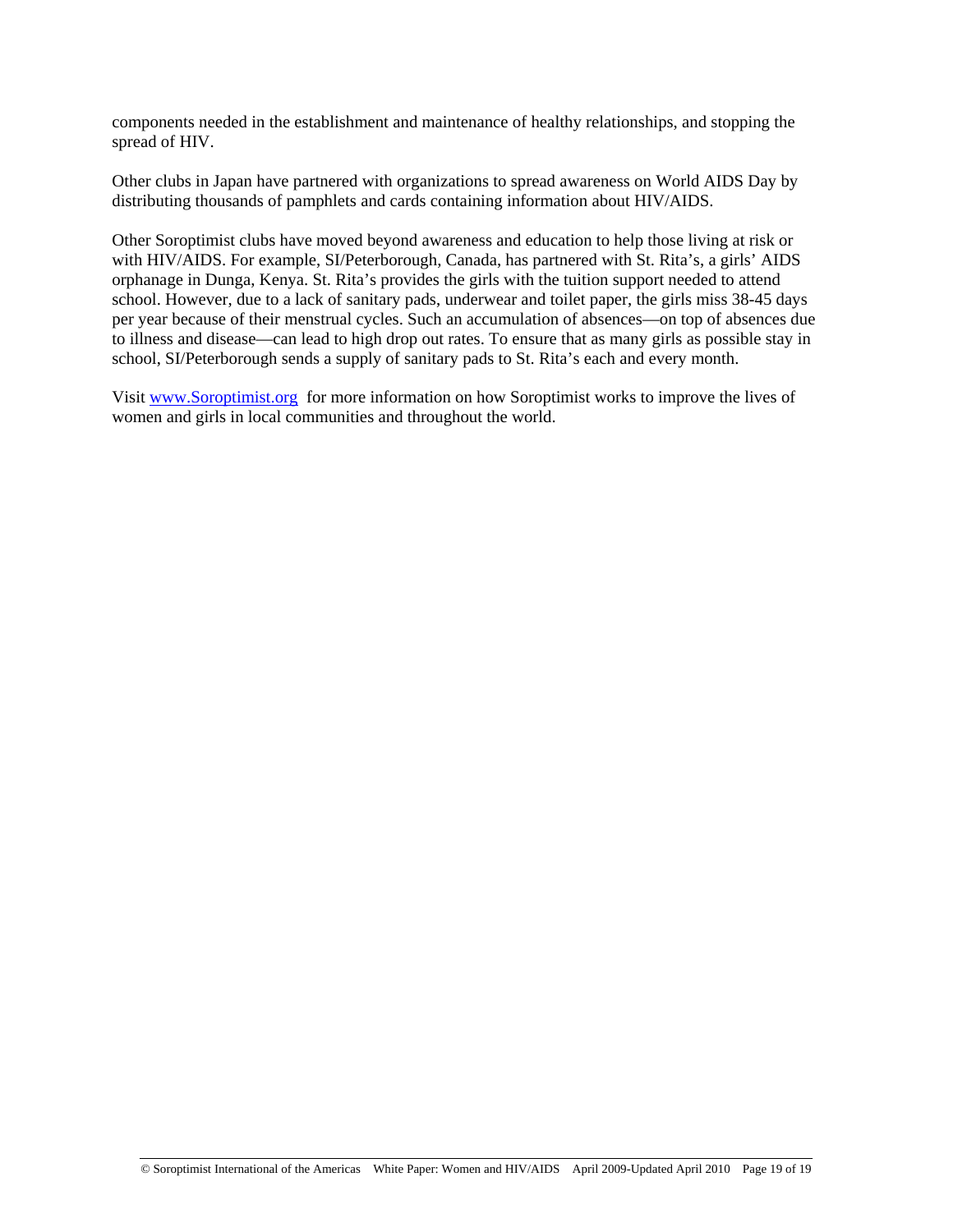components needed in the establishment and maintenance of healthy relationships, and stopping the spread of HIV.

Other clubs in Japan have partnered with organizations to spread awareness on World AIDS Day by distributing thousands of pamphlets and cards containing information about HIV/AIDS.

Other Soroptimist clubs have moved beyond awareness and education to help those living at risk or with HIV/AIDS. For example, SI/Peterborough, Canada, has partnered with St. Rita's, a girls' AIDS orphanage in Dunga, Kenya. St. Rita's provides the girls with the tuition support needed to attend school. However, due to a lack of sanitary pads, underwear and toilet paper, the girls miss 38-45 days per year because of their menstrual cycles. Such an accumulation of absences—on top of absences due to illness and disease—can lead to high drop out rates. To ensure that as many girls as possible stay in school, SI/Peterborough sends a supply of sanitary pads to St. Rita's each and every month.

Visit [www.Soroptimist.org](http://www.Soroptimist.org) for more information on how Soroptimist works to improve the lives of women and girls in local communities and throughout the world.